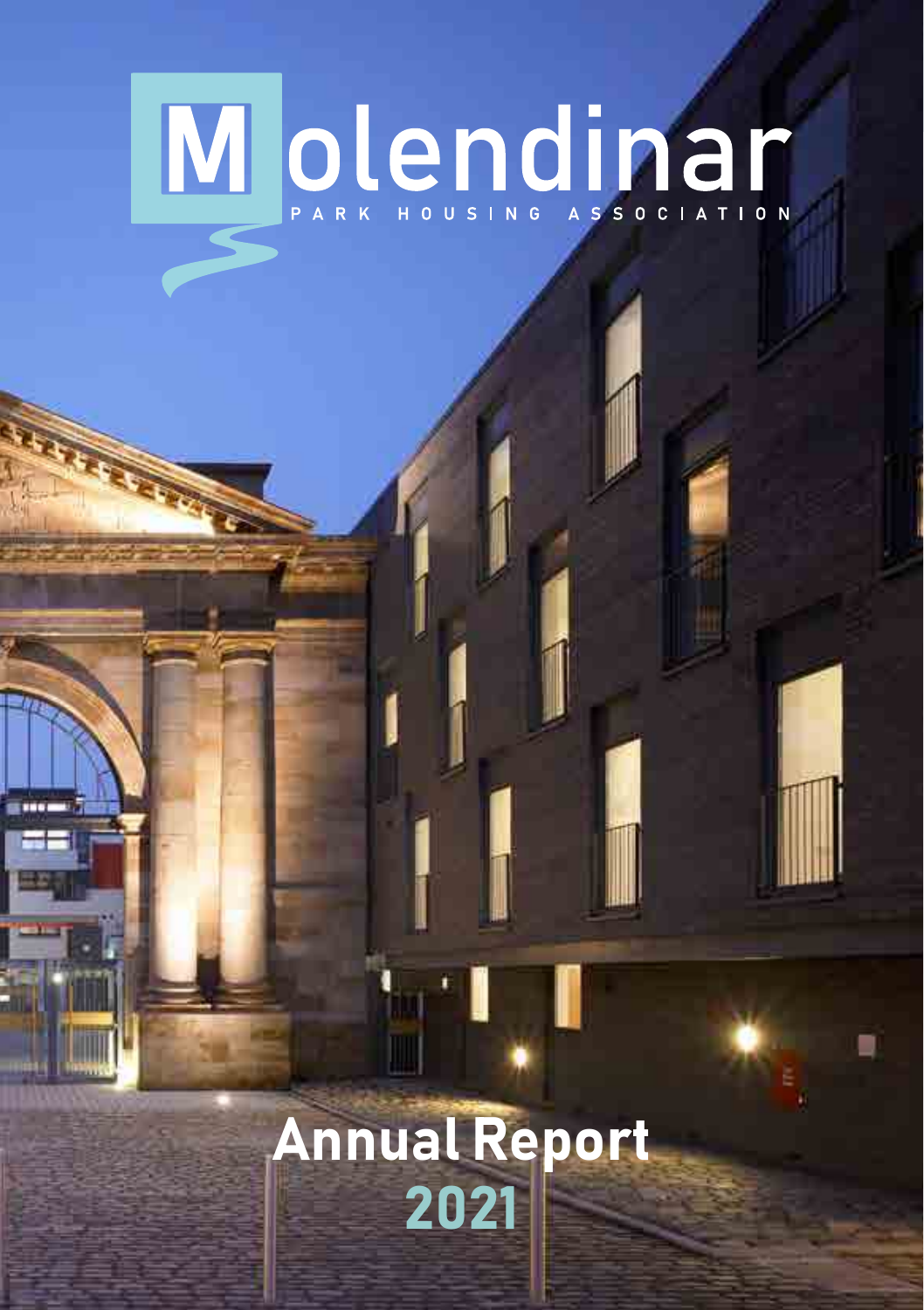# Molendinar

PARK HOUSING ASSOCIATION

# Annual Report 2021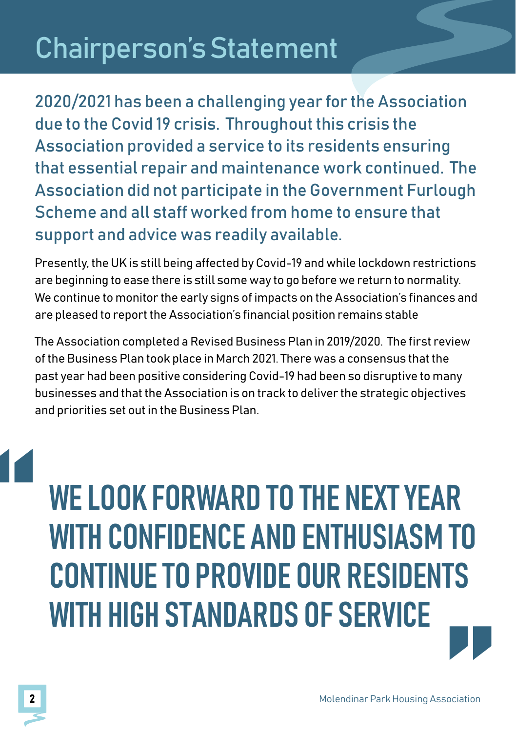# Chairperson's Statement

**2020/2021 has been a challenging year for the Association due to the Covid 19 crisis. Throughout this crisis the Association provided a service to its residents ensuring that essential repair and maintenance work continued. The Association did not participate in the Government Furlough Scheme and all staff worked from home to ensure that support and advice was readily available.**

Presently, the UK is still being affected by Covid-19 and while lockdown restrictions are beginning to ease there is still some way to go before we return to normality. We continue to monitor the early signs of impacts on the Association's finances and are pleased to report the Association's financial position remains stable

The Association completed a Revised Business Plan in 2019/2020. The first review of the Business Plan took place in March 2021. There was a consensus that the past year had been positive considering Covid-19 had been so disruptive to many businesses and that the Association is on track to deliver the strategic objectives and priorities set out in the Business Plan.

> **"WE LOOK FORWARD TO THE NEXT YEAR WITH CONFIDENCE AND ENTHUSIASM TO CONTINUE TO PROVIDE OUR RESIDENTS WITH HIGH STANDARDS OF SERVICE"**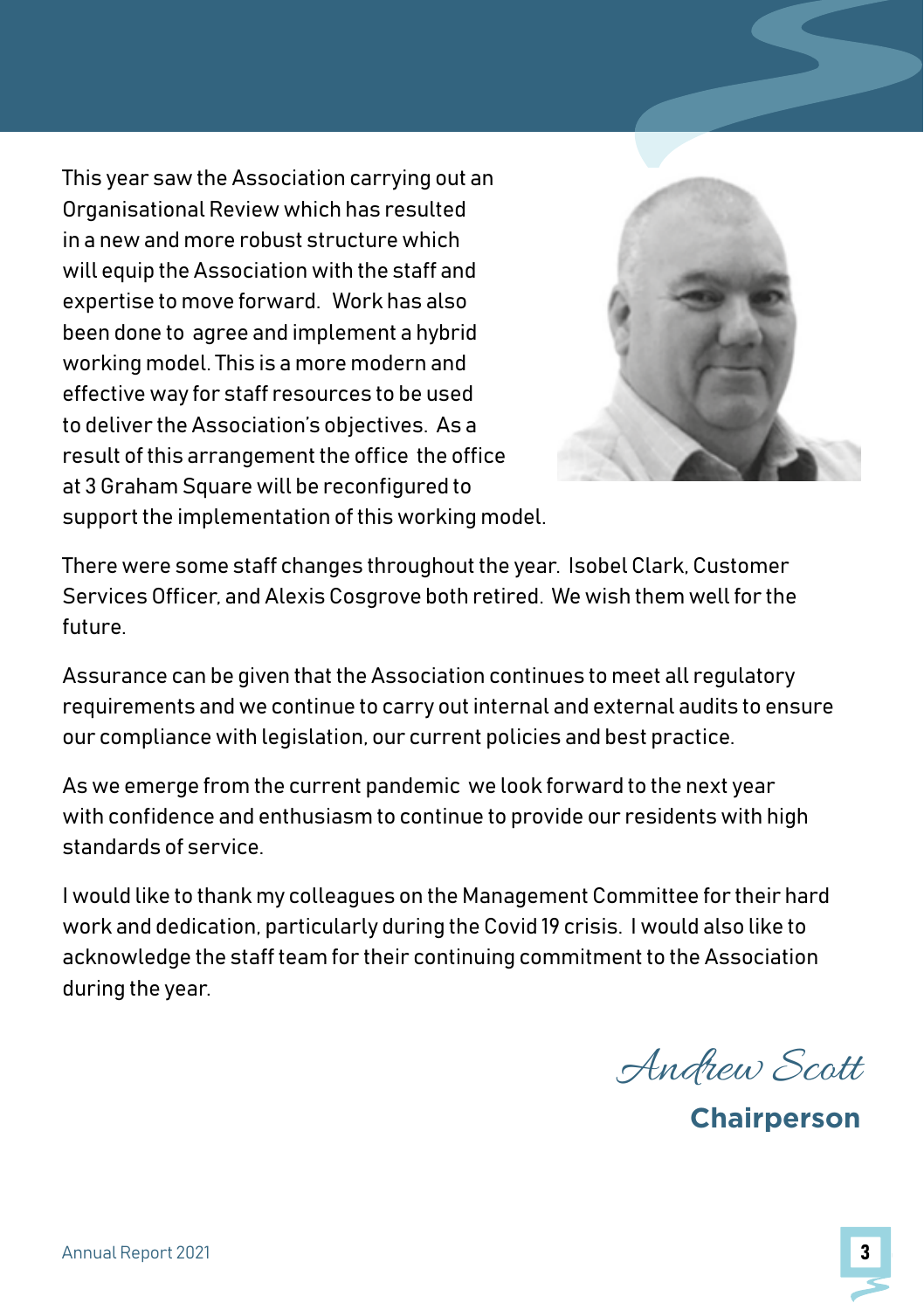This year saw the Association carrying out an Organisational Review which has resulted in a new and more robust structure which will equip the Association with the staff and expertise to move forward. Work has also been done to agree and implement a hybrid working model. This is a more modern and effective way for staff resources to be used to deliver the Association's objectives. As a result of this arrangement the office the office at 3 Graham Square will be reconfigured to support the implementation of this working model.

There were some staff changes throughout the year. Isobel Clark, Customer Services Officer, and Alexis Cosgrove both retired. We wish them well for the future.

Assurance can be given that the Association continues to meet all regulatory requirements and we continue to carry out internal and external audits to ensure our compliance with legislation, our current policies and best practice.

As we emerge from the current pandemic we look forward to the next year with confidence and enthusiasm to continue to provide our residents with high standards of service.

I would like to thank my colleagues on the Management Committee for their hard work and dedication, particularly during the Covid 19 crisis. I would also like to acknowledge the staff team for their continuing commitment to the Association during the year.

*Andrew Scott*

**Chairperson**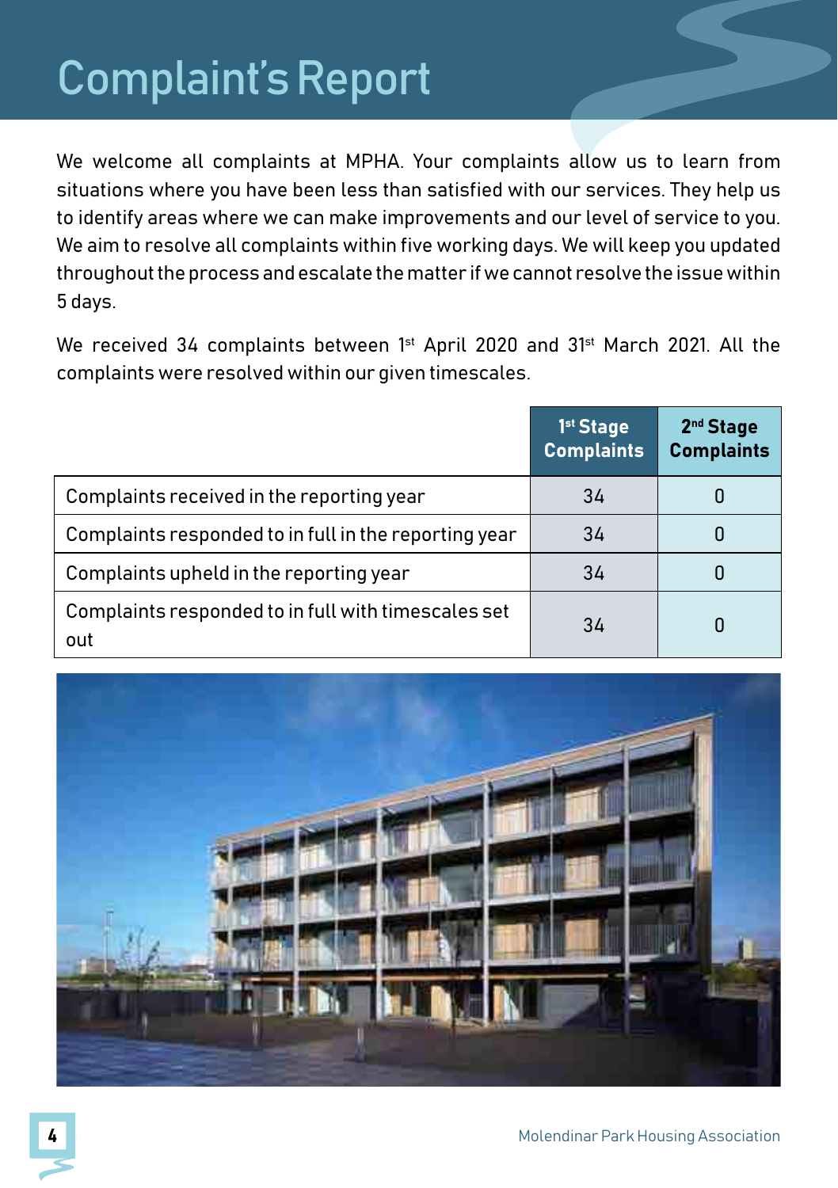# Complaint's Report

We welcome all complaints at MPHA. Your complaints allow us to learn from situations where you have been less than satisfied with our services. They help us to identify areas where we can make improvements and our level of service to you. We aim to resolve all complaints within five working days. We will keep you updated throughout the process and escalate the matter if we cannot resolve the issue within 5 days.

We received 34 complaints between 1st April 2020 and 31st March 2021. All the complaints were resolved within our given timescales.

| | 1st Stage Complaints | 2nd Stage Complaints |
|---|---|---|
| Complaints received in the reporting year | 34 | 0 |
| Complaints responded to in full in the reporting year | 34 | 0 |
| Complaints upheld in the reporting year | 34 | 0 |
| Complaints responded to in full with timescales set out | 34 | 0 |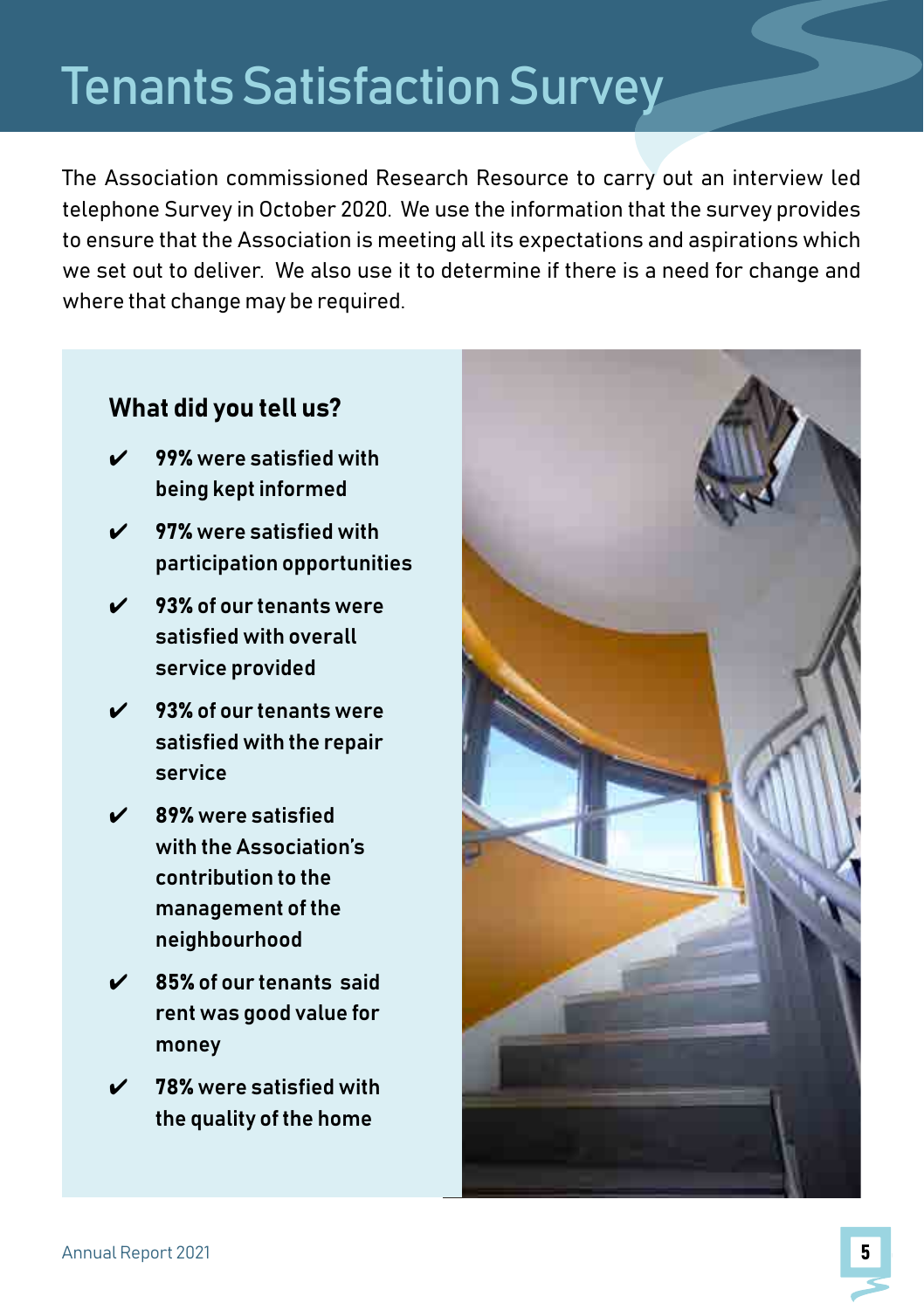# Tenants Satisfaction Survey

The Association commissioned Research Resource to carry out an interview led telephone Survey in October 2020. We use the information that the survey provides to ensure that the Association is meeting all its expectations and aspirations which we set out to deliver. We also use it to determine if there is a need for change and where that change may be required.

## What did you tell us?

- ✔ **99% were satisfied with being kept informed**
- ✔ **97% were satisfied with participation opportunities**
- ✔ **93% of our tenants were satisfied with overall service provided**
- ✔ **93% of our tenants were satisfied with the repair service**
- ✔ **89% were satisfied with the Association's contribution to the management of the neighbourhood**
- ✔ **85% of our tenants said rent was good value for money**
- ✔ **78% were satisfied with the quality of the home**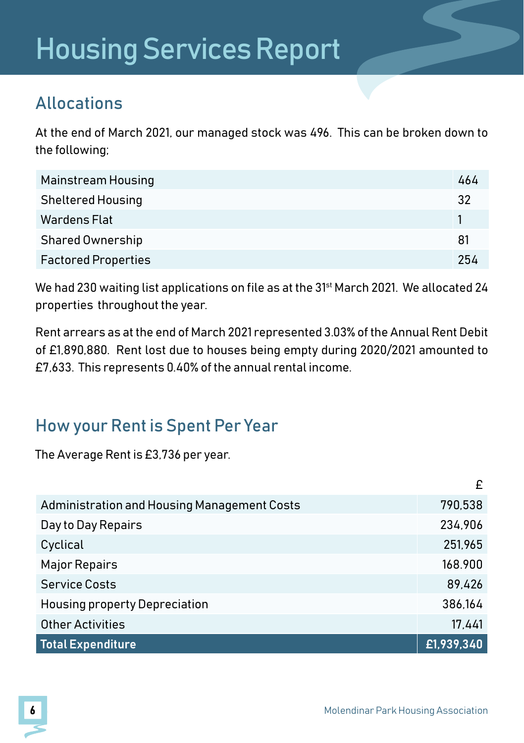# Housing Services Report

## Allocations

At the end of March 2021, our managed stock was 496. This can be broken down to the following;

| | |
|---|---|
| Mainstream Housing | 464 |
| Sheltered Housing | 32 |
| Wardens Flat | 1 |
| Shared Ownership | 81 |
| Factored Properties | 254 |

We had 230 waiting list applications on file as at the 31st March 2021. We allocated 24 properties throughout the year.

Rent arrears as at the end of March 2021 represented 3.03% of the Annual Rent Debit of £1,890,880. Rent lost due to houses being empty during 2020/2021 amounted to £7,633. This represents 0.40% of the annual rental income.

## How your Rent is Spent Per Year

The Average Rent is £3,736 per year.

| | £ |
|---|---:|
| Administration and Housing Management Costs | 790,538 |
| Day to Day Repairs | 234,906 |
| Cyclical | 251,965 |
| Major Repairs | 168.900 |
| Service Costs | 89,426 |
| Housing property Depreciation | 386,164 |
| Other Activities | 17,441 |
| **Total Expenditure** | **£1,939,340** |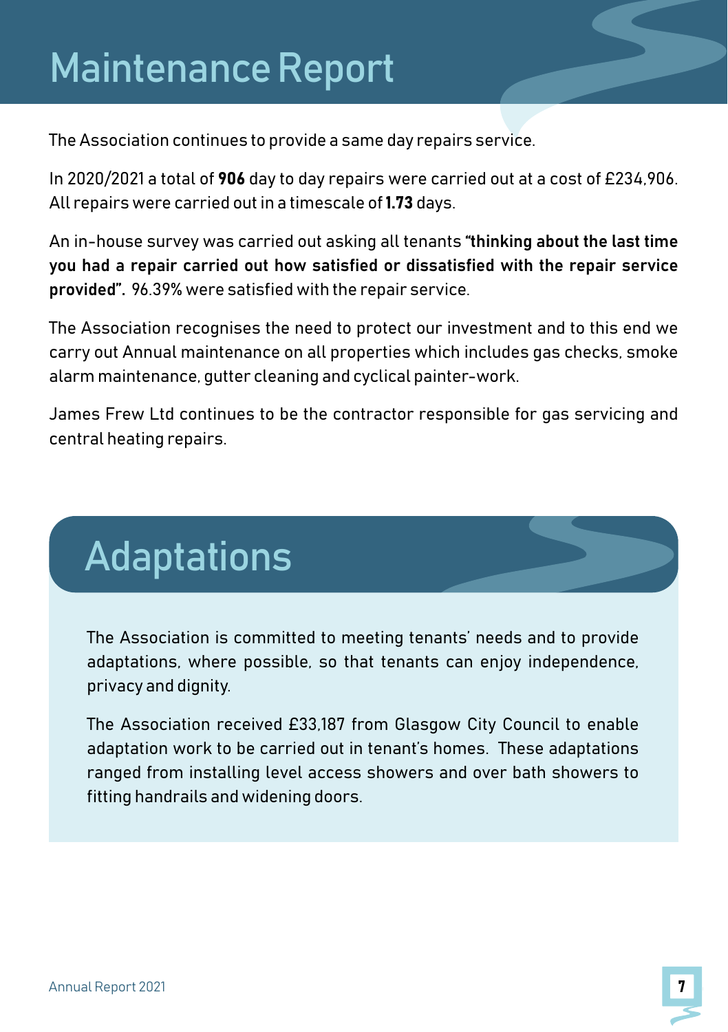# Maintenance Report

The Association continues to provide a same day repairs service.

In 2020/2021 a total of **906** day to day repairs were carried out at a cost of £234,906. All repairs were carried out in a timescale of **1.73** days.

An in-house survey was carried out asking all tenants **"thinking about the last time you had a repair carried out how satisfied or dissatisfied with the repair service provided".** 96.39% were satisfied with the repair service.

The Association recognises the need to protect our investment and to this end we carry out Annual maintenance on all properties which includes gas checks, smoke alarm maintenance, gutter cleaning and cyclical painter-work.

James Frew Ltd continues to be the contractor responsible for gas servicing and central heating repairs.

## Adaptations

The Association is committed to meeting tenants' needs and to provide adaptations, where possible, so that tenants can enjoy independence, privacy and dignity.

The Association received £33,187 from Glasgow City Council to enable adaptation work to be carried out in tenant's homes. These adaptations ranged from installing level access showers and over bath showers to fitting handrails and widening doors.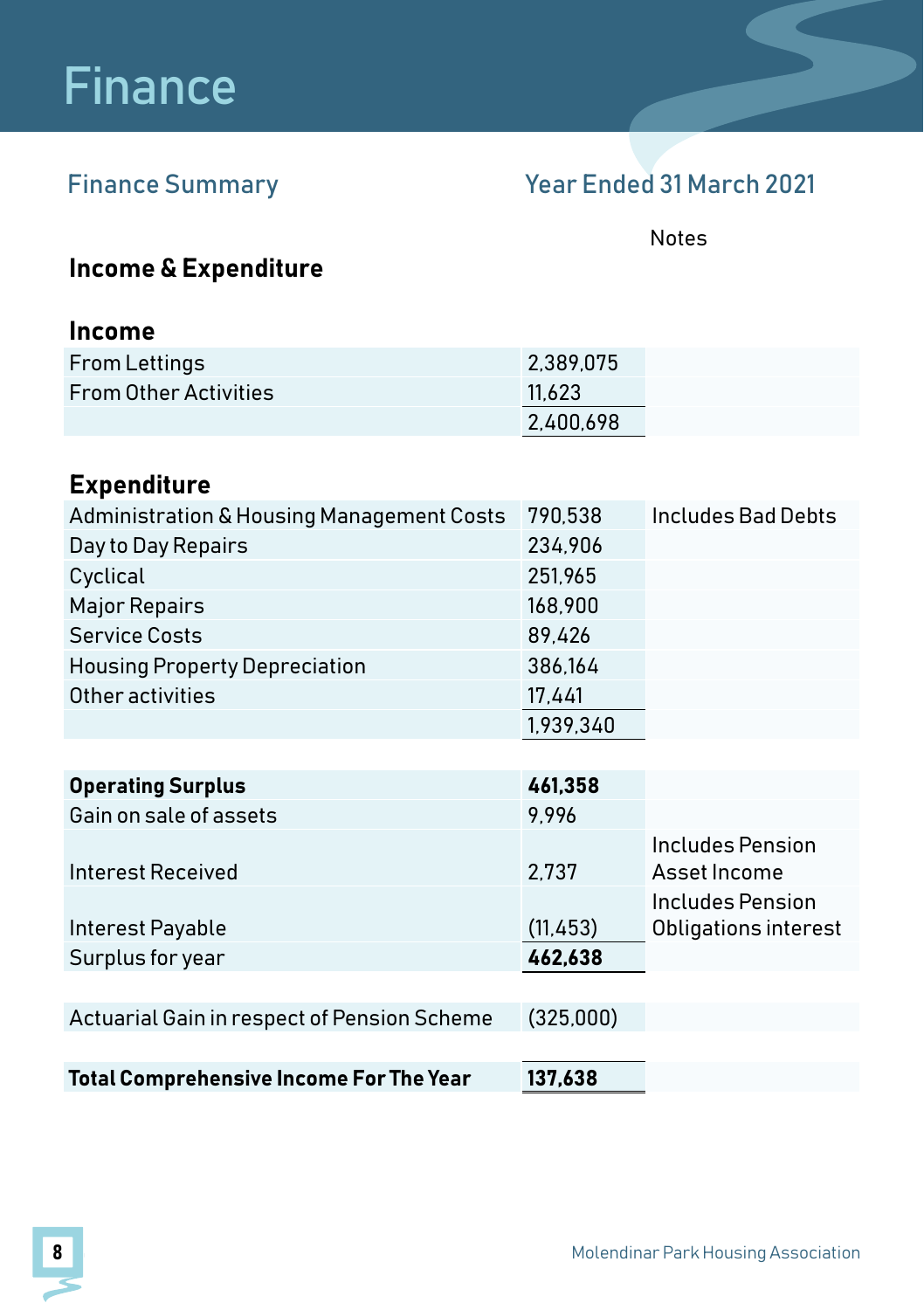# Finance

## Finance Summary

## Year Ended 31 March 2021

### Income & Expenditure

| | | Notes |
|---|---|---|
| **Income** | | |
| From Lettings | 2,389,075 | |
| From Other Activities | 11,623 | |
| | 2,400,698 | |
| **Expenditure** | | |
| Administration & Housing Management Costs | 790,538 | Includes Bad Debts |
| Day to Day Repairs | 234,906 | |
| Cyclical | 251,965 | |
| Major Repairs | 168,900 | |
| Service Costs | 89,426 | |
| Housing Property Depreciation | 386,164 | |
| Other activities | 17,441 | |
| | 1,939,340 | |
| **Operating Surplus** | **461,358** | |
| Gain on sale of assets | 9,996 | |
| Interest Received | 2,737 | Includes Pension Asset Income |
| Interest Payable | (11,453) | Includes Pension Obligations interest |
| Surplus for year | **462,638** | |
| Actuarial Gain in respect of Pension Scheme | (325,000) | |
| **Total Comprehensive Income For The Year** | **137,638** | |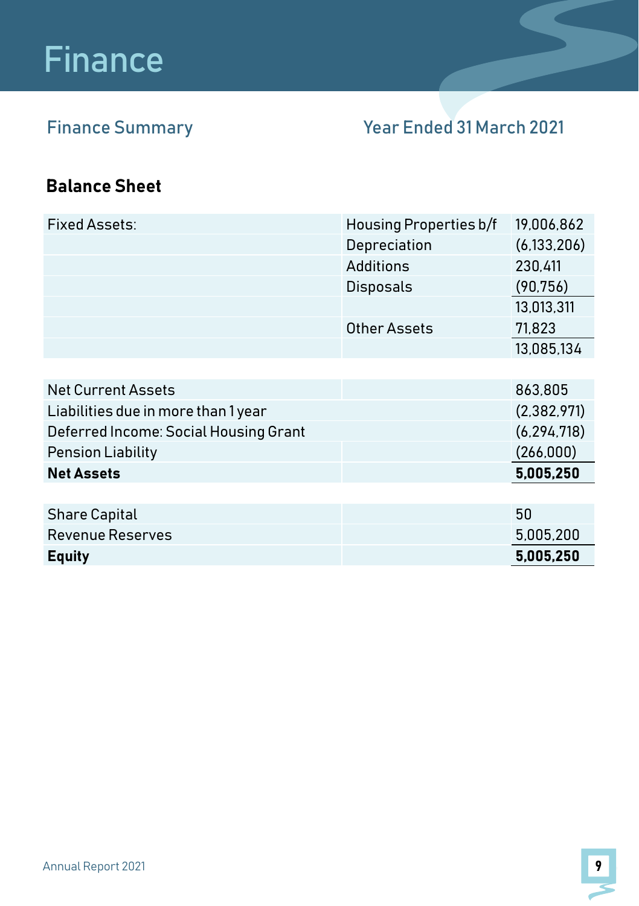# Finance

## Finance Summary

Year Ended 31 March 2021

### Balance Sheet

| | | |
|---|---|---|
| Fixed Assets: | Housing Properties b/f | 19,006,862 |
| | Depreciation | (6,133,206) |
| | Additions | 230,411 |
| | Disposals | (90,756) |
| | | 13,013,311 |
| | Other Assets | 71,823 |
| | | 13,085,134 |

| | | |
|---|---|---|
| Net Current Assets | | 863,805 |
| Liabilities due in more than 1 year | | (2,382,971) |
| Deferred Income: Social Housing Grant | | (6,294,718) |
| Pension Liability | | (266,000) |
| **Net Assets** | | **5,005,250** |

| | | |
|---|---|---|
| Share Capital | | 50 |
| Revenue Reserves | | 5,005,200 |
| **Equity** | | **5,005,250** |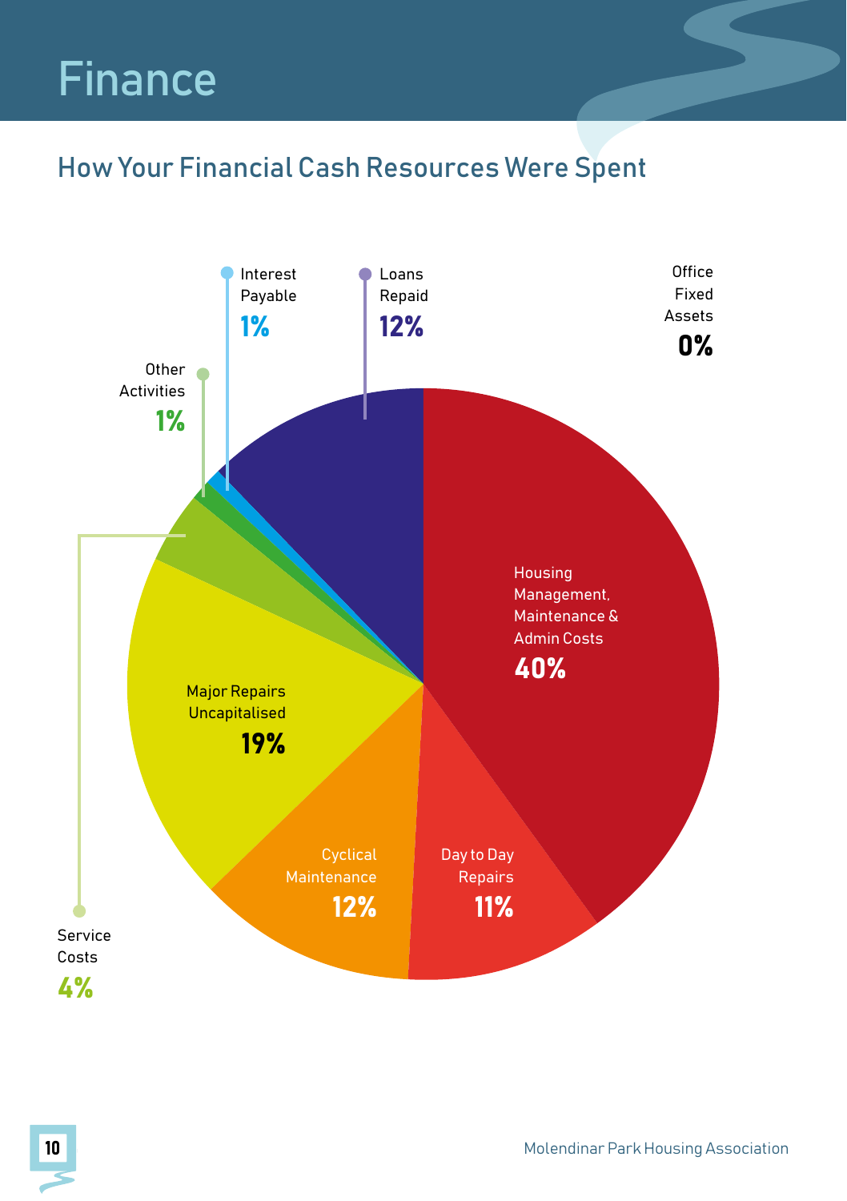# Finance

## How Your Financial Cash Resources Were Spent

Interest Payable
**1%**

Loans Repaid
**12%**

Office Fixed Assets
**0%**

Other Activities
**1%**

Housing Management, Maintenance & Admin Costs
**40%**

Major Repairs Uncapitalised
**19%**

Cyclical Maintenance
**12%**

Day to Day Repairs
**11%**

Service Costs
**4%**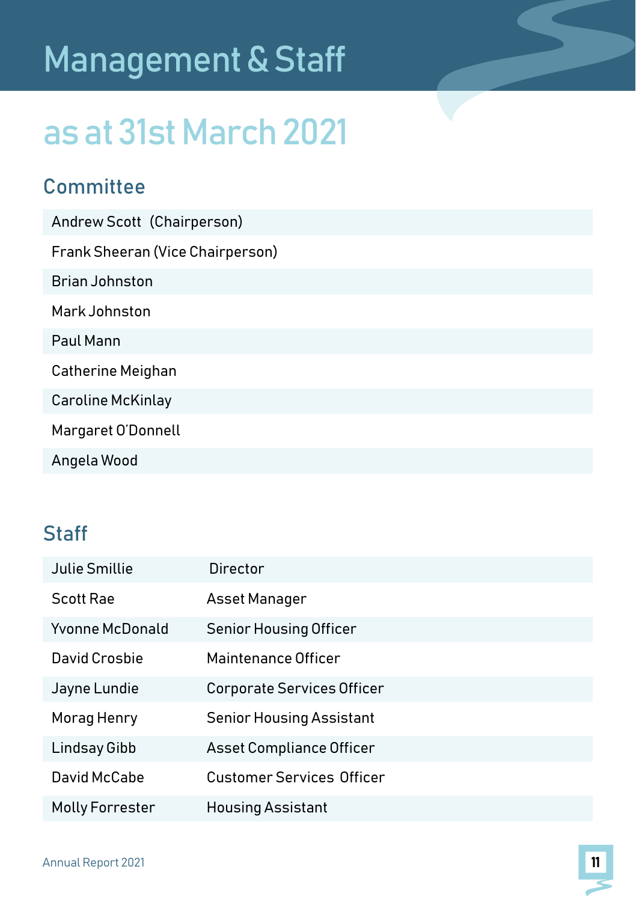# Management & Staff

## as at 31st March 2021

### Committee

| |
|---|
| Andrew Scott (Chairperson) |
| Frank Sheeran (Vice Chairperson) |
| Brian Johnston |
| Mark Johnston |
| Paul Mann |
| Catherine Meighan |
| Caroline McKinlay |
| Margaret O'Donnell |
| Angela Wood |

### Staff

| | |
|---|---|
| Julie Smillie | Director |
| Scott Rae | Asset Manager |
| Yvonne McDonald | Senior Housing Officer |
| David Crosbie | Maintenance Officer |
| Jayne Lundie | Corporate Services Officer |
| Morag Henry | Senior Housing Assistant |
| Lindsay Gibb | Asset Compliance Officer |
| David McCabe | Customer Services Officer |
| Molly Forrester | Housing Assistant |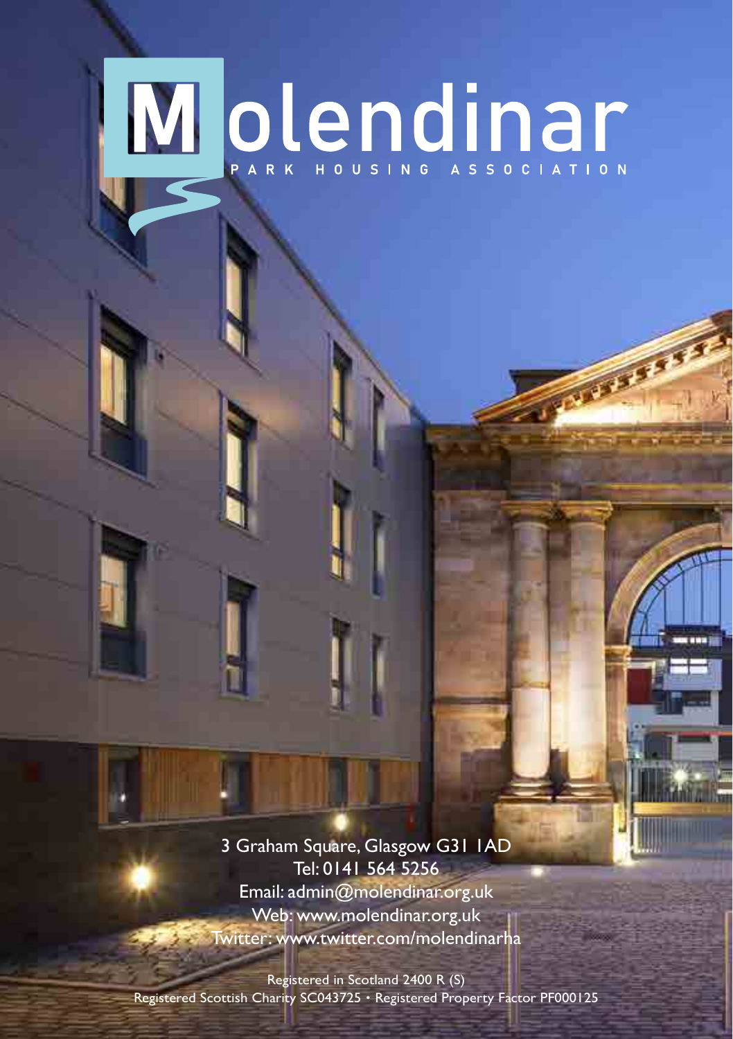# Molendinar

PARK HOUSING ASSOCIATION

3 Graham Square, Glasgow G31 1AD
Tel: 0141 564 5256
Email: admin@molendinar.org.uk
Web: www.molendinar.org.uk
Twitter: www.twitter.com/molendinarha

Registered in Scotland 2400 R (S)
Registered Scottish Charity SC043725 • Registered Property Factor PF000125